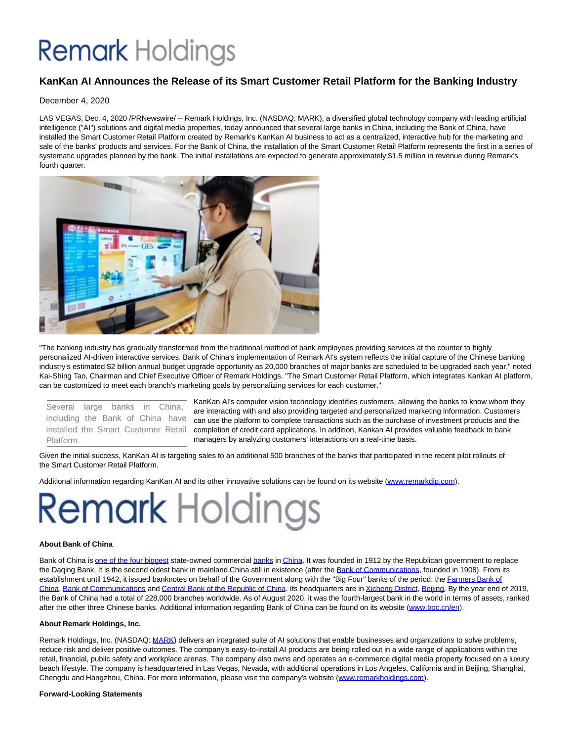# KanKan AI Announces the Release of its Smart Customer Retail Platform for the Banking Industry

December 4, 2020

LAS VEGAS, Dec. 4, 2020 /PRNewswire/ -- Remark Holdings, Inc. (NASDAQ: MARK), a diversified global technology company with leading artificial intelligence ("AI") solutions and digital media properties, today announced that several large banks in China, including the Bank of China, have installed the Smart Customer Retail Platform created by Remark's KanKan AI business to act as a centralized, interactive hub for the marketing and sale of the banks' products and services. For the Bank of China, the installation of the Smart Customer Retail Platform represents the first in a series of systematic upgrades planned by the bank. The initial installations are expected to generate approximately $1.5 million in revenue during Remark's fourth quarter.

"The banking industry has gradually transformed from the traditional method of bank employees providing services at the counter to highly personalized AI-driven interactive services. Bank of China's implementation of Remark AI's system reflects the initial capture of the Chinese banking industry's estimated $2 billion annual budget upgrade opportunity as 20,000 branches of major banks are scheduled to be upgraded each year," noted Kai-Shing Tao, Chairman and Chief Executive Officer of Remark Holdings. "The Smart Customer Retail Platform, which integrates Kankan AI platform, can be customized to meet each branch's marketing goals by personalizing services for each customer."

Several large banks in China, including the Bank of China have installed the Smart Customer Retail Platform.

KanKan AI's computer vision technology identifies customers, allowing the banks to know whom they are interacting with and also providing targeted and personalized marketing information. Customers can use the platform to complete transactions such as the purchase of investment products and the completion of credit card applications. In addition, Kankan AI provides valuable feedback to bank managers by analyzing customers' interactions on a real-time basis.

Given the initial success, KanKan AI is targeting sales to an additional 500 branches of the banks that participated in the recent pilot rollouts of the Smart Customer Retail Platform.

Additional information regarding KanKan AI and its other innovative solutions can be found on its website (www.remarkdip.com).

**About Bank of China**

Bank of China is one of the four biggest state-owned commercial banks in China. It was founded in 1912 by the Republican government to replace the Daqing Bank. It is the second oldest bank in mainland China still in existence (after the Bank of Communications, founded in 1908). From its establishment until 1942, it issued banknotes on behalf of the Government along with the "Big Four" banks of the period: the Farmers Bank of China, Bank of Communications and Central Bank of the Republic of China. Its headquarters are in Xicheng District, Beijing. By the year end of 2019, the Bank of China had a total of 228,000 branches worldwide. As of August 2020, it was the fourth-largest bank in the world in terms of assets, ranked after the other three Chinese banks. Additional information regarding Bank of China can be found on its website (www.boc.cn/en).

**About Remark Holdings, Inc.**

Remark Holdings, Inc. (NASDAQ: MARK) delivers an integrated suite of AI solutions that enable businesses and organizations to solve problems, reduce risk and deliver positive outcomes. The company's easy-to-install AI products are being rolled out in a wide range of applications within the retail, financial, public safety and workplace arenas. The company also owns and operates an e-commerce digital media property focused on a luxury beach lifestyle. The company is headquartered in Las Vegas, Nevada, with additional operations in Los Angeles, California and in Beijing, Shanghai, Chengdu and Hangzhou, China. For more information, please visit the company's website (www.remarkholdings.com).

**Forward-Looking Statements**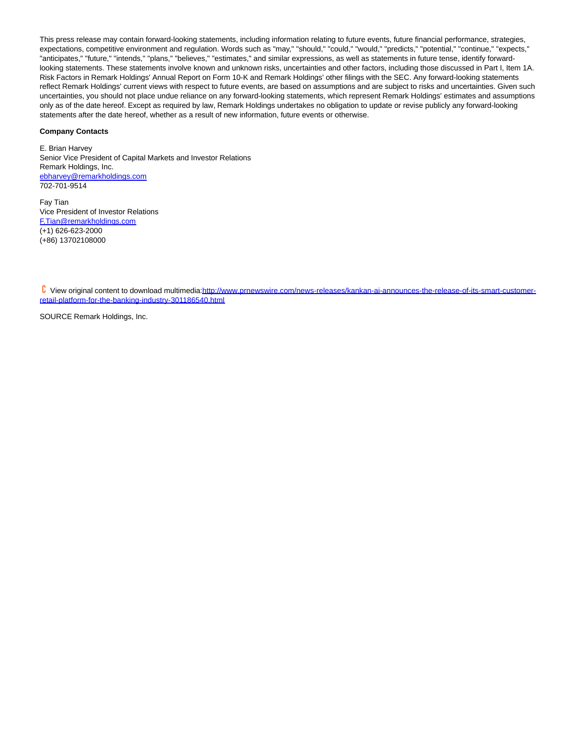This press release may contain forward-looking statements, including information relating to future events, future financial performance, strategies, expectations, competitive environment and regulation. Words such as "may," "should," "could," "would," "predicts," "potential," "continue," "expects," "anticipates," "future," "intends," "plans," "believes," "estimates," and similar expressions, as well as statements in future tense, identify forward-looking statements. These statements involve known and unknown risks, uncertainties and other factors, including those discussed in Part I, Item 1A. Risk Factors in Remark Holdings' Annual Report on Form 10-K and Remark Holdings' other filings with the SEC. Any forward-looking statements reflect Remark Holdings' current views with respect to future events, are based on assumptions and are subject to risks and uncertainties. Given such uncertainties, you should not place undue reliance on any forward-looking statements, which represent Remark Holdings' estimates and assumptions only as of the date hereof. Except as required by law, Remark Holdings undertakes no obligation to update or revise publicly any forward-looking statements after the date hereof, whether as a result of new information, future events or otherwise.

**Company Contacts**

E. Brian Harvey
Senior Vice President of Capital Markets and Investor Relations
Remark Holdings, Inc.
ebharvey@remarkholdings.com
702-701-9514

Fay Tian
Vice President of Investor Relations
F.Tian@remarkholdings.com
(+1) 626-623-2000
(+86) 13702108000

View original content to download multimedia:http://www.prnewswire.com/news-releases/kankan-ai-announces-the-release-of-its-smart-customer-retail-platform-for-the-banking-industry-301186540.html

SOURCE Remark Holdings, Inc.